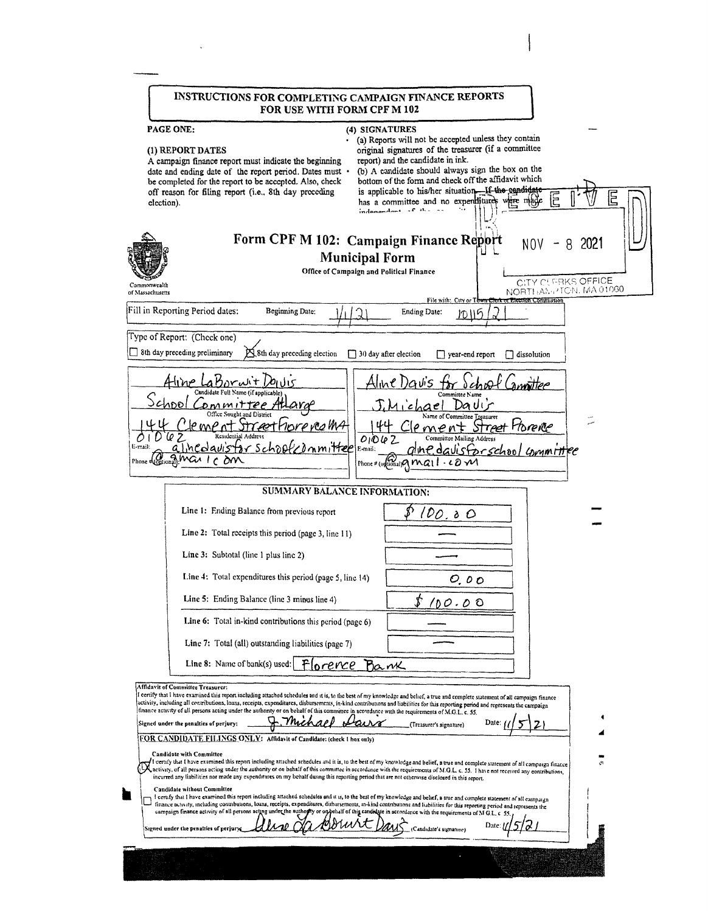## INSTRUCTIONS FOR COMPLETING CAMPAIGN FINANCE REPORTS FOR USE WITH FORM CPF M 102

**PAGE ONE:**

**(1) REPORT DATES**

A campaign finance report must indicate the beginning date and ending date of the report period. Dates must be completed for the report to be accepted. Also, check off reason for filing report (i.e., 8th day preceding election).

**(4) SIGNATURES**

- (a) Reports will not be accepted unless they contain original signatures of the treasurer (if a committee report) and the candidate in ink.
- (b) A candidate should always sign the box on the bottom of the form and check off the affidavit which is applicable to his/her situation. ~~If the candidate~~ has a committee and no expenditures were made independent of the ...

RECEIVED
NOV - 8 2021
CITY CLERKS OFFICE
NORTHAMPTON, MA 01060

# Form CPF M 102: Campaign Finance Report
## Municipal Form

Office of Campaign and Political Finance

Commonwealth of Massachusetts

File with: City or Town Clerk or Election Commission

Fill in Reporting Period dates: Beginning Date: 1/1/21 Ending Date: 10/15/21

Type of Report: (Check one)

- [ ] 8th day preceding preliminary
- [x] 8th day preceding election
- [ ] 30 day after election
- [ ] year-end report
- [ ] dissolution

| | |
|---|---|
| Aline LaBorwit Davis | Aline Davis for School Committee |
| Candidate Full Name (if applicable) | Committee Name |
| School Committee At Large | J. Michael Davis |
| Office Sought and District | Name of Committee Treasurer |
| 144 Clement Street Florence MA 01062 | 144 Clement Street Florence 01062 |
| Residential Address | Committee Mailing Address |
| E-mail: alinedavisforschoolcommittee@gmail.com | E-mail: aline.davisforschoolcommittee@gmail.com |
| Phone # (optional): | Phone # (optional): |

### SUMMARY BALANCE INFORMATION:

| | |
|---|---|
| Line 1: Ending Balance from previous report | $100.00 |
| Line 2: Total receipts this period (page 3, line 11) | — |
| Line 3: Subtotal (line 1 plus line 2) | — |
| Line 4: Total expenditures this period (page 5, line 14) | 0.00 |
| Line 5: Ending Balance (line 3 minus line 4) | $100.00 |
| Line 6: Total in-kind contributions this period (page 6) | — |
| Line 7: Total (all) outstanding liabilities (page 7) | — |
| Line 8: Name of bank(s) used: | Florence Bank |

**Affidavit of Committee Treasurer:**

I certify that I have examined this report including attached schedules and it is, to the best of my knowledge and belief, a true and complete statement of all campaign finance activity, including all contributions, loans, receipts, expenditures, disbursements, in-kind contributions and liabilities for this reporting period and represents the campaign finance activity of all persons acting under the authority or on behalf of this committee in accordance with the requirements of M.G.L. c. 55.

Signed under the penalties of perjury: J. Michael Davis (Treasurer's signature) Date: 11/5/21

**FOR CANDIDATE FILINGS ONLY: Affidavit of Candidate: (check 1 box only)**

- [x] **Candidate with Committee**
  I certify that I have examined this report including attached schedules and it is, to the best of my knowledge and belief, a true and complete statement of all campaign finance activity, of all persons acting under the authority or on behalf of this committee in accordance with the requirements of M.G.L. c. 55. I have not received any contributions, incurred any liabilities nor made any expenditures on my behalf during this reporting period that are not otherwise disclosed in this report.

- [ ] **Candidate without Committee**
  I certify that I have examined this report including attached schedules and it is, to the best of my knowledge and belief, a true and complete statement of all campaign finance activity, including contributions, loans, receipts, expenditures, disbursements, in-kind contributions and liabilities for this reporting period and represents the campaign finance activity of all persons acting under the authority or on behalf of this candidate in accordance with the requirements of M.G.L. c. 55.

Signed under the penalties of perjury: Aline LaBorwit Davis (Candidate's signature) Date: 11/5/21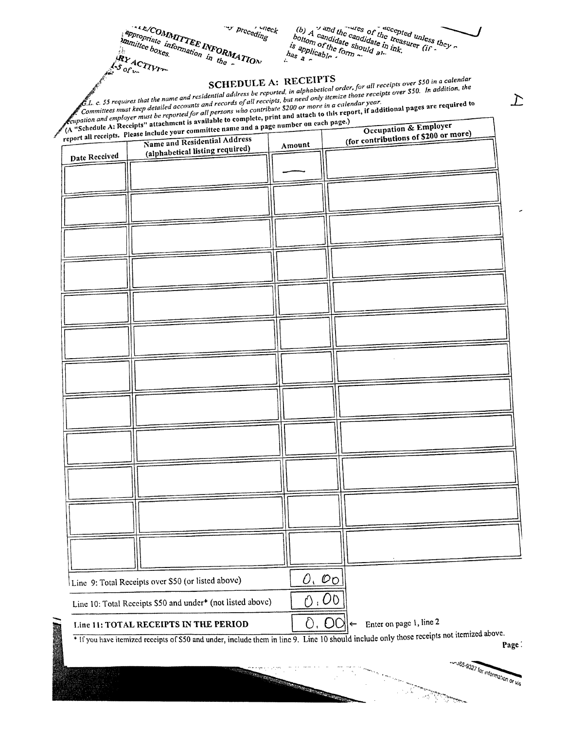## SCHEDULE A: RECEIPTS

G.L. c. 55 requires that the name and residential address be reported, in alphabetical order, for all receipts over $50 in a calendar year. Committees must keep detailed accounts and records of all receipts, but need only itemize those receipts over $50. In addition, the occupation and employer must be reported for all persons who contribute $200 or more in a calendar year.

(A "Schedule A: Receipts" attachment is available to complete, print and attach to this report, if additional pages are required to report all receipts. Please include your committee name and a page number on each page.)

| Date Received | Name and Residential Address (alphabetical listing required) | Amount | Occupation & Employer (for contributions of $200 or more) |
|---|---|---|---|
| | | — | |
| | | | |
| | | | |
| | | | |
| | | | |
| | | | |
| | | | |
| | | | |
| | | | |
| | | | |
| | | | |
| | | | |

| | |
|---|---|
| Line 9: Total Receipts over $50 (or listed above) | 0.00 |
| Line 10: Total Receipts $50 and under* (not listed above) | 0.00 |
| **Line 11: TOTAL RECEIPTS IN THE PERIOD** | 0.00 ← Enter on page 1, line 2 |

* If you have itemized receipts of $50 and under, include them in line 9. Line 10 should include only those receipts not itemized above.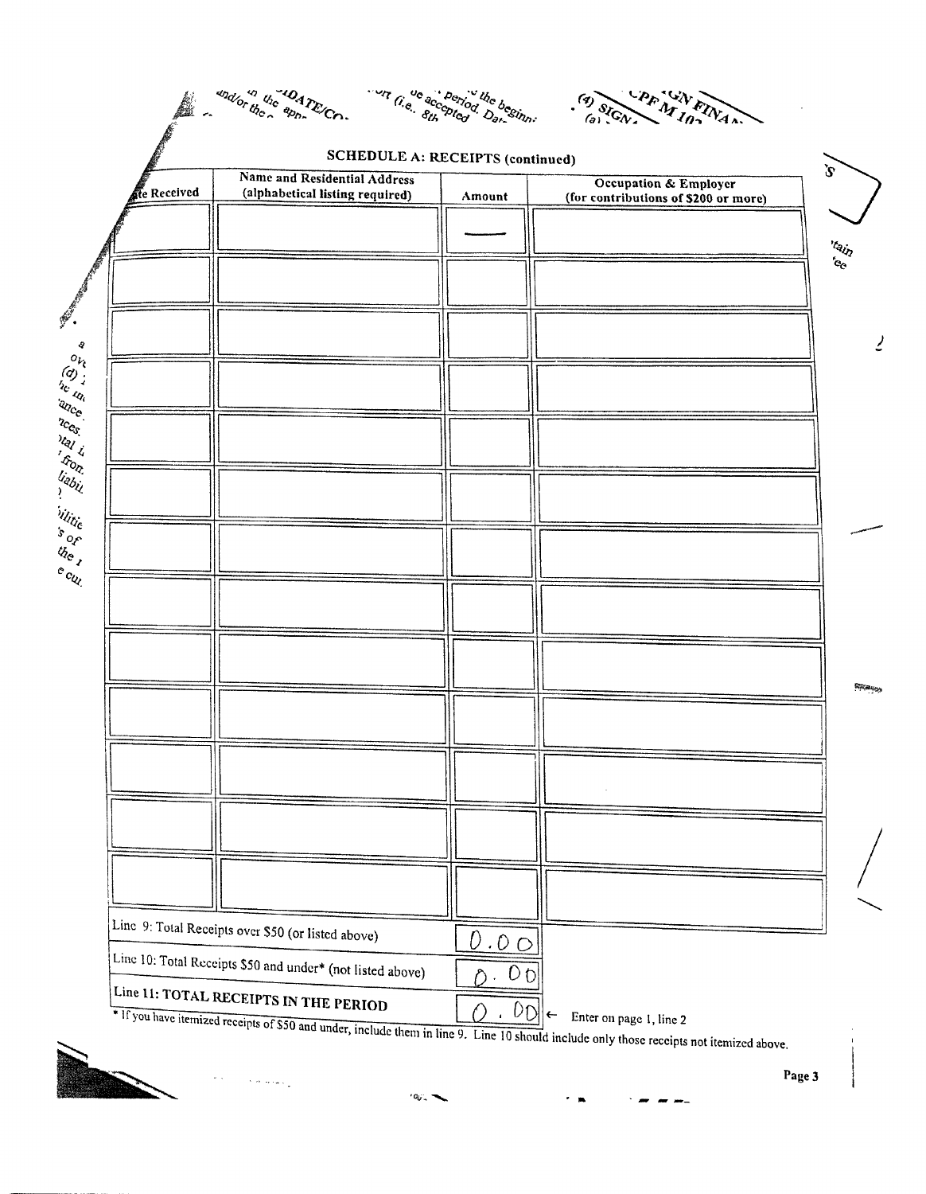## SCHEDULE A: RECEIPTS (continued)

| Date Received | Name and Residential Address (alphabetical listing required) | Amount | Occupation & Employer (for contributions of $200 or more) |
|---|---|---|---|
| | | — | |
| | | | |
| | | | |
| | | | |
| | | | |
| | | | |
| | | | |
| | | | |
| | | | |
| | | | |
| | | | |
| | | | |
| | | | |

| | |
|---|---|
| Line 9: Total Receipts over $50 (or listed above) | 0.00 |
| Line 10: Total Receipts $50 and under* (not listed above) | 0.00 |
| **Line 11: TOTAL RECEIPTS IN THE PERIOD** | 0.00 ← Enter on page 1, line 2 |

* If you have itemized receipts of $50 and under, include them in line 9. Line 10 should include only those receipts not itemized above.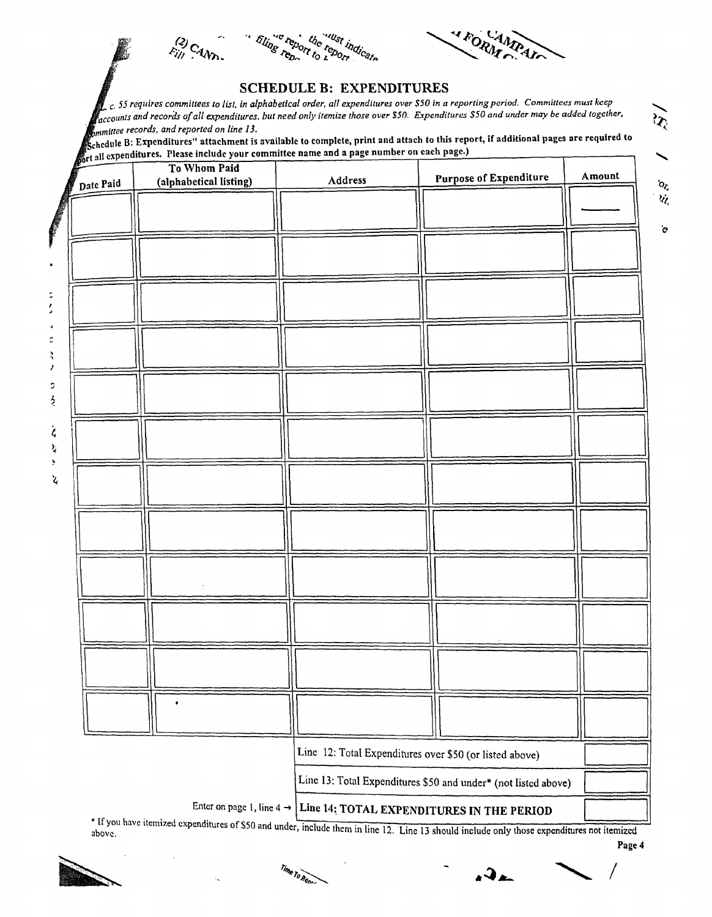## SCHEDULE B: EXPENDITURES

*...c. 55 requires committees to list, in alphabetical order, all expenditures over $50 in a reporting period. Committees must keep accounts and records of all expenditures, but need only itemize those over $50. Expenditures $50 and under may be added together, ...mmittee records, and reported on line 13.*

...chedule B: Expenditures" attachment is available to complete, print and attach to this report, if additional pages are required to ...ort all expenditures. Please include your committee name and a page number on each page.)

| Date Paid | To Whom Paid (alphabetical listing) | Address | Purpose of Expenditure | Amount |
|---|---|---|---|---|
| | | | | — |
| | | | | |
| | | | | |
| | | | | |
| | | | | |
| | | | | |
| | | | | |
| | | | | |
| | | | | |
| | | | | |
| | | | | |
| | | | | |

| | |
|---|---|
| Line 12: Total Expenditures over $50 (or listed above) | |
| Line 13: Total Expenditures $50 and under* (not listed above) | |
| Enter on page 1, line 4 → **Line 14: TOTAL EXPENDITURES IN THE PERIOD** | |

* If you have itemized expenditures of $50 and under, include them in line 12. Line 13 should include only those expenditures not itemized above.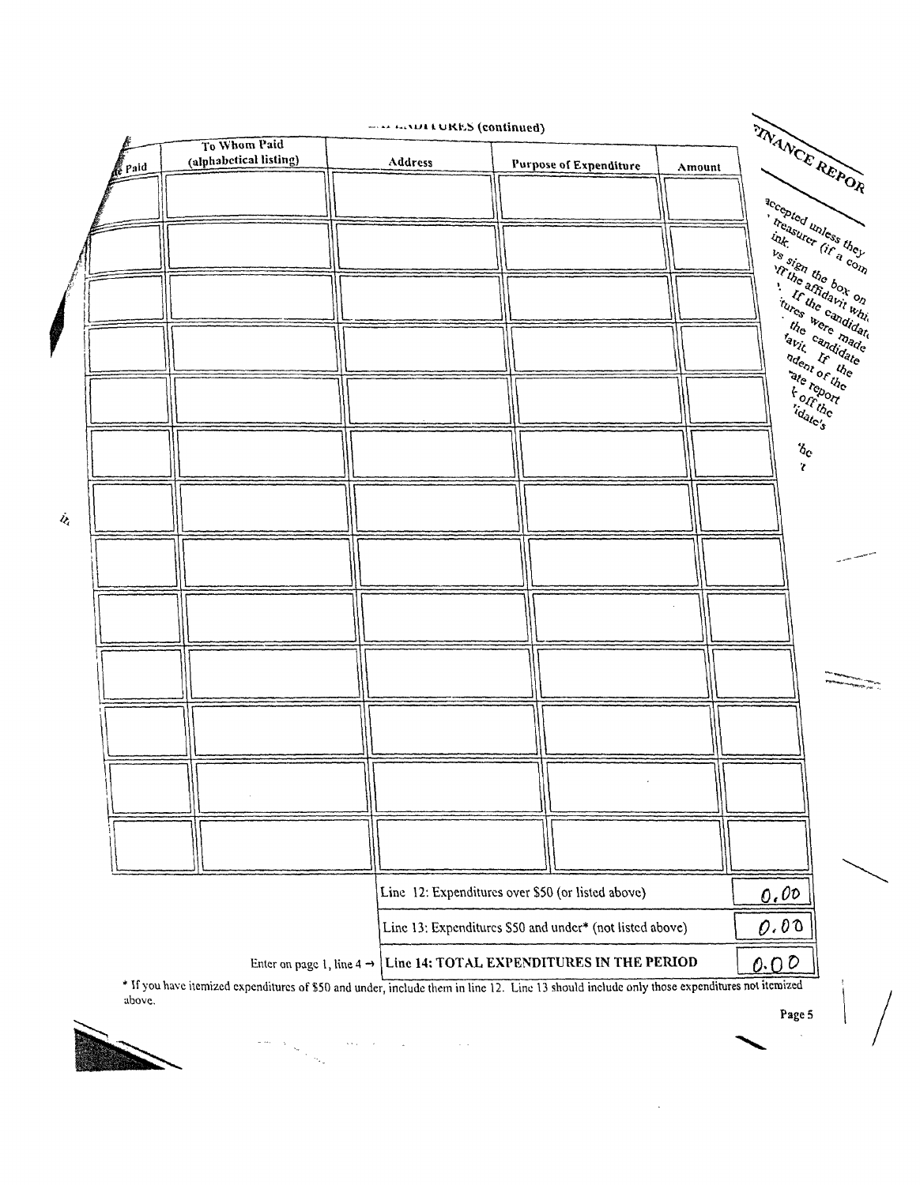## EXPENDITURES (continued)

| Date Paid | To Whom Paid (alphabetical listing) | Address | Purpose of Expenditure | Amount |
|---|---|---|---|---|
| | | | | |
| | | | | |
| | | | | |
| | | | | |
| | | | | |
| | | | | |
| | | | | |
| | | | | |
| | | | | |
| | | | | |
| | | | | |
| | | | | |
| | | | | |

| | |
|---|---|
| Line 12: Expenditures over $50 (or listed above) | 0.00 |
| Line 13: Expenditures $50 and under* (not listed above) | 0.00 |
| Enter on page 1, line 4 → **Line 14: TOTAL EXPENDITURES IN THE PERIOD** | 0.00 |

* If you have itemized expenditures of $50 and under, include them in line 12. Line 13 should include only those expenditures not itemized above.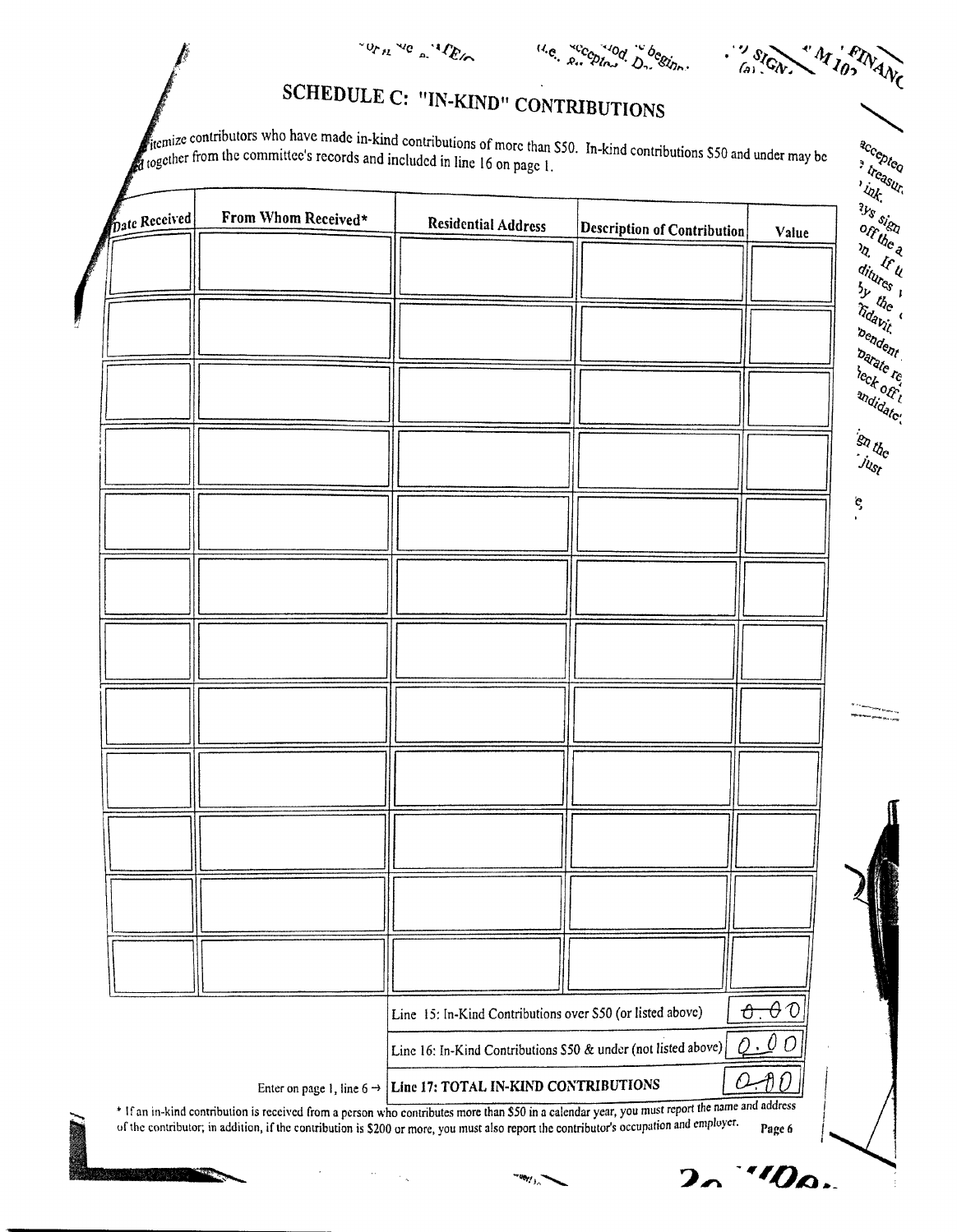## SCHEDULE C: "IN-KIND" CONTRIBUTIONS

Itemize contributors who have made in-kind contributions of more than $50. In-kind contributions $50 and under may be added together from the committee's records and included in line 16 on page 1.

| Date Received | From Whom Received* | Residential Address | Description of Contribution | Value |
|---|---|---|---|---|
| | | | | |
| | | | | |
| | | | | |
| | | | | |
| | | | | |
| | | | | |
| | | | | |
| | | | | |
| | | | | |
| | | | | |
| | | | | |
| | | | | |

| | |
|---|---|
| Line 15: In-Kind Contributions over $50 (or listed above) | ~~0.00~~ |
| Line 16: In-Kind Contributions $50 & under (not listed above) | 0.00 |
| Enter on page 1, line 6 → **Line 17: TOTAL IN-KIND CONTRIBUTIONS** | 0.00 |

\* If an in-kind contribution is received from a person who contributes more than $50 in a calendar year, you must report the name and address of the contributor; in addition, if the contribution is $200 or more, you must also report the contributor's occupation and employer.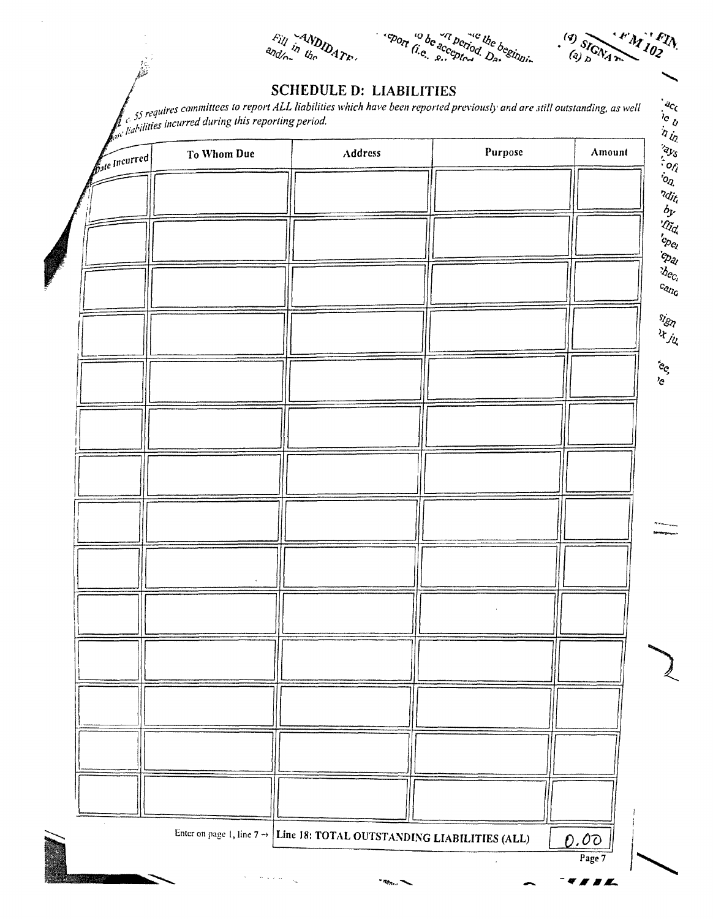## SCHEDULE D: LIABILITIES

*... c. 55 requires committees to report ALL liabilities which have been reported previously and are still outstanding, as well ... liabilities incurred during this reporting period.*

| Date Incurred | To Whom Due | Address | Purpose | Amount |
|---|---|---|---|---|
| | | | | |
| | | | | |
| | | | | |
| | | | | |
| | | | | |
| | | | | |
| | | | | |
| | | | | |
| | | | | |
| | | | | |
| | | | | |
| | | | | |
| | | | | |
| | | | | |

Enter on page 1, line 7 → **Line 18: TOTAL OUTSTANDING LIABILITIES (ALL)** 0.00